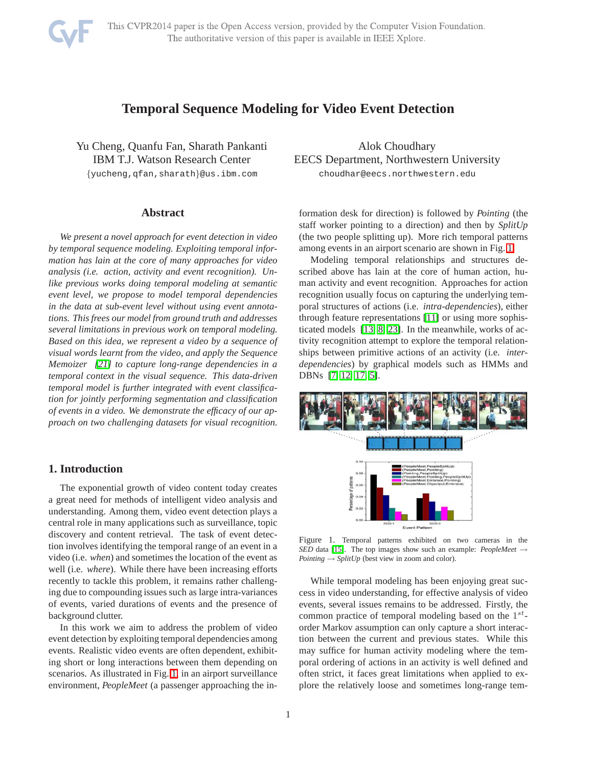# Temporal Sequence Modeling for Video Event Detection

Yu Cheng, Quanfu Fan, Sharath Pankanti
IBM T.J. Watson Research Center
{yucheng,qfan,sharath}@us.ibm.com

Alok Choudhary
EECS Department, Northwestern University
choudhar@eecs.northwestern.edu

## Abstract

*We present a novel approach for event detection in video by temporal sequence modeling. Exploiting temporal information has lain at the core of many approaches for video analysis (i.e. action, activity and event recognition). Unlike previous works doing temporal modeling at semantic event level, we propose to model temporal dependencies in the data at sub-event level without using event annotations. This frees our model from ground truth and addresses several limitations in previous work on temporal modeling. Based on this idea, we represent a video by a sequence of visual words learnt from the video, and apply the Sequence Memoizer [21] to capture long-range dependencies in a temporal context in the visual sequence. This data-driven temporal model is further integrated with event classification for jointly performing segmentation and classification of events in a video. We demonstrate the efficacy of our approach on two challenging datasets for visual recognition.*

## 1. Introduction

The exponential growth of video content today creates a great need for methods of intelligent video analysis and understanding. Among them, video event detection plays a central role in many applications such as surveillance, topic discovery and content retrieval. The task of event detection involves identifying the temporal range of an event in a video (i.e. *when*) and sometimes the location of the event as well (i.e. *where*). While there have been increasing efforts recently to tackle this problem, it remains rather challenging due to compounding issues such as large intra-variances of events, varied durations of events and the presence of background clutter.

In this work we aim to address the problem of video event detection by exploiting temporal dependencies among events. Realistic video events are often dependent, exhibiting short or long interactions between them depending on scenarios. As illustrated in Fig. 1 in an airport surveillance environment, *PeopleMeet* (a passenger approaching the information desk for direction) is followed by *Pointing* (the staff worker pointing to a direction) and then by *SplitUp* (the two people splitting up). More rich temporal patterns among events in an airport scenario are shown in Fig. 1.

Modeling temporal relationships and structures described above has lain at the core of human action, human activity and event recognition. Approaches for action recognition usually focus on capturing the underlying temporal structures of actions (i.e. *intra-dependencies*), either through feature representations [11] or using more sophisticated models [13, 8, 23]. In the meanwhile, works of activity recognition attempt to explore the temporal relationships between primitive actions of an activity (i.e. *inter-dependencies*) by graphical models such as HMMs and DBNs [7, 12, 17, 5].

0.10
0.08
0.06
0.04
0.02
0.00
Percentage of patterns
(PeopleMeet,PeopleSplitUp)
(PeopleMeet,Pointing)
(Pointing,PeopleSplitUp)
(PeopleMeet,Pointing,PeopleSplitUp)
(PeopleMeet,Embrace,Pointing)
(PeopleMeet,ObjectPut,Embrace)
SED-1
SED-3
Event Pattern

Figure 1. Temporal patterns exhibited on two cameras in the *SED* data [15]. The top images show such an example: *PeopleMeet* $\rightarrow$ *Pointing* $\rightarrow$ *SplitUp* (best view in zoom and color).

While temporal modeling has been enjoying great success in video understanding, for effective analysis of video events, several issues remains to be addressed. Firstly, the common practice of temporal modeling based on the $1^{st}$-order Markov assumption can only capture a short interaction between the current and previous states. While this may suffice for human activity modeling where the temporal ordering of actions in an activity is well defined and often strict, it faces great limitations when applied to explore the relatively loose and sometimes long-range tem-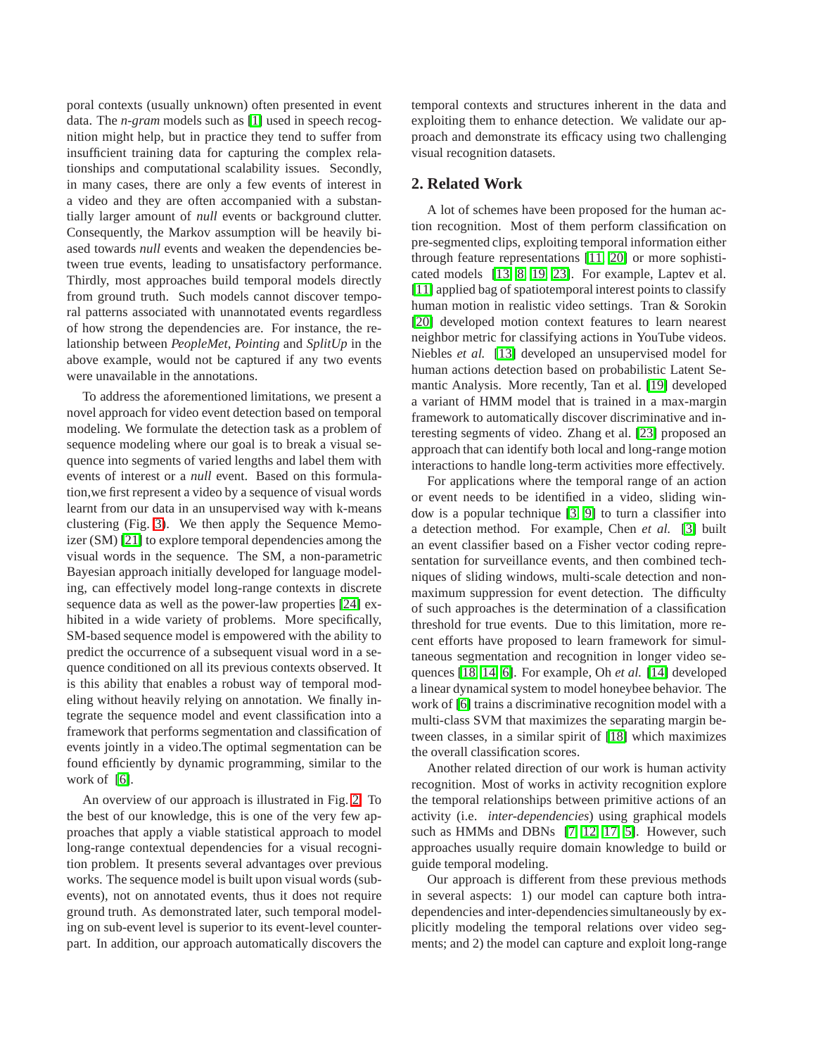poral contexts (usually unknown) often presented in event data. The *n-gram* models such as [1] used in speech recognition might help, but in practice they tend to suffer from insufficient training data for capturing the complex relationships and computational scalability issues. Secondly, in many cases, there are only a few events of interest in a video and they are often accompanied with a substantially larger amount of *null* events or background clutter. Consequently, the Markov assumption will be heavily biased towards *null* events and weaken the dependencies between true events, leading to unsatisfactory performance. Thirdly, most approaches build temporal models directly from ground truth. Such models cannot discover temporal patterns associated with unannotated events regardless of how strong the dependencies are. For instance, the relationship between *PeopleMet*, *Pointing* and *SplitUp* in the above example, would not be captured if any two events were unavailable in the annotations.

To address the aforementioned limitations, we present a novel approach for video event detection based on temporal modeling. We formulate the detection task as a problem of sequence modeling where our goal is to break a visual sequence into segments of varied lengths and label them with events of interest or a *null* event. Based on this formulation,we first represent a video by a sequence of visual words learnt from our data in an unsupervised way with k-means clustering (Fig. 3). We then apply the Sequence Memoizer (SM) [21] to explore temporal dependencies among the visual words in the sequence. The SM, a non-parametric Bayesian approach initially developed for language modeling, can effectively model long-range contexts in discrete sequence data as well as the power-law properties [24] exhibited in a wide variety of problems. More specifically, SM-based sequence model is empowered with the ability to predict the occurrence of a subsequent visual word in a sequence conditioned on all its previous contexts observed. It is this ability that enables a robust way of temporal modeling without heavily relying on annotation. We finally integrate the sequence model and event classification into a framework that performs segmentation and classification of events jointly in a video.The optimal segmentation can be found efficiently by dynamic programming, similar to the work of [6].

An overview of our approach is illustrated in Fig. 2. To the best of our knowledge, this is one of the very few approaches that apply a viable statistical approach to model long-range contextual dependencies for a visual recognition problem. It presents several advantages over previous works. The sequence model is built upon visual words (subevents), not on annotated events, thus it does not require ground truth. As demonstrated later, such temporal modeling on sub-event level is superior to its event-level counterpart. In addition, our approach automatically discovers the temporal contexts and structures inherent in the data and exploiting them to enhance detection. We validate our approach and demonstrate its efficacy using two challenging visual recognition datasets.

## 2. Related Work

A lot of schemes have been proposed for the human action recognition. Most of them perform classification on pre-segmented clips, exploiting temporal information either through feature representations [11, 20] or more sophisticated models [13, 8, 19, 23]. For example, Laptev et al. [11] applied bag of spatiotemporal interest points to classify human motion in realistic video settings. Tran & Sorokin [20] developed motion context features to learn nearest neighbor metric for classifying actions in YouTube videos. Niebles *et al.* [13] developed an unsupervised model for human actions detection based on probabilistic Latent Semantic Analysis. More recently, Tan et al. [19] developed a variant of HMM model that is trained in a max-margin framework to automatically discover discriminative and interesting segments of video. Zhang et al. [23] proposed an approach that can identify both local and long-range motion interactions to handle long-term activities more effectively.

For applications where the temporal range of an action or event needs to be identified in a video, sliding window is a popular technique [3, 9] to turn a classifier into a detection method. For example, Chen *et al.* [3] built an event classifier based on a Fisher vector coding representation for surveillance events, and then combined techniques of sliding windows, multi-scale detection and non-maximum suppression for event detection. The difficulty of such approaches is the determination of a classification threshold for true events. Due to this limitation, more recent efforts have proposed to learn framework for simultaneous segmentation and recognition in longer video sequences [18, 14, 6]. For example, Oh *et al.* [14] developed a linear dynamical system to model honeybee behavior. The work of [6] trains a discriminative recognition model with a multi-class SVM that maximizes the separating margin between classes, in a similar spirit of [18] which maximizes the overall classification scores.

Another related direction of our work is human activity recognition. Most of works in activity recognition explore the temporal relationships between primitive actions of an activity (i.e. *inter-dependencies*) using graphical models such as HMMs and DBNs [7, 12, 17, 5]. However, such approaches usually require domain knowledge to build or guide temporal modeling.

Our approach is different from these previous methods in several aspects: 1) our model can capture both intra-dependencies and inter-dependencies simultaneously by explicitly modeling the temporal relations over video segments; and 2) the model can capture and exploit long-range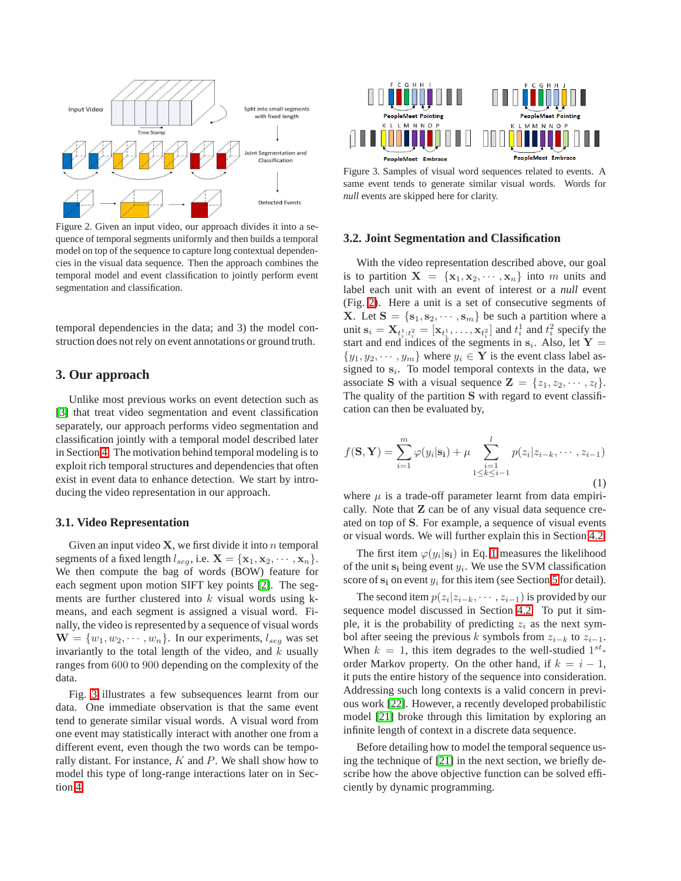Figure 2. Given an input video, our approach divides it into a sequence of temporal segments uniformly and then builds a temporal model on top of the sequence to capture long contextual dependencies in the visual data sequence. Then the approach combines the temporal model and event classification to jointly perform event segmentation and classification.

temporal dependencies in the data; and 3) the model construction does not rely on event annotations or ground truth.

## 3. Our approach

Unlike most previous works on event detection such as [3] that treat video segmentation and event classification separately, our approach performs video segmentation and classification jointly with a temporal model described later in Section 4. The motivation behind temporal modeling is to exploit rich temporal structures and dependencies that often exist in event data to enhance detection. We start by introducing the video representation in our approach.

### 3.1. Video Representation

Given an input video $\mathbf{X}$, we first divide it into $n$ temporal segments of a fixed length $l_{seg}$, i.e. $\mathbf{X} = \{\mathbf{x}_1, \mathbf{x}_2, \cdots, \mathbf{x}_n\}$. We then compute the bag of words (BOW) feature for each segment upon motion SIFT key points [2]. The segments are further clustered into $k$ visual words using k-means, and each segment is assigned a visual word. Finally, the video is represented by a sequence of visual words $\mathbf{W} = \{w_1, w_2, \cdots, w_n\}$. In our experiments, $l_{seg}$ was set invariantly to the total length of the video, and $k$ usually ranges from 600 to 900 depending on the complexity of the data.

Fig. 3 illustrates a few subsequences learnt from our data. One immediate observation is that the same event tend to generate similar visual words. A visual word from one event may statistically interact with another one from a different event, even though the two words can be temporally distant. For instance, $K$ and $P$. We shall show how to model this type of long-range interactions later on in Section 4.

Figure 3. Samples of visual word sequences related to events. A same event tends to generate similar visual words. Words for *null* events are skipped here for clarity.

### 3.2. Joint Segmentation and Classification

With the video representation described above, our goal is to partition $\mathbf{X} = \{\mathbf{x}_1, \mathbf{x}_2, \cdots, \mathbf{x}_n\}$ into $m$ units and label each unit with an event of interest or a *null* event (Fig. 2). Here a unit is a set of consecutive segments of $\mathbf{X}$. Let $\mathbf{S} = \{\mathbf{s}_1, \mathbf{s}_2, \cdots, \mathbf{s}_m\}$ be such a partition where a unit $\mathbf{s}_i = \mathbf{X}_{t_i^1:t_i^2} = [\mathbf{x}_{t_i^1}, \ldots, \mathbf{x}_{t_i^2}]$ and $t_i^1$ and $t_i^2$ specify the start and end indices of the segments in $\mathbf{s}_i$. Also, let $\mathbf{Y} = \{y_1, y_2, \cdots, y_m\}$ where $y_i \in \mathbf{Y}$ is the event class label assigned to $\mathbf{s}_i$. To model temporal contexts in the data, we associate $\mathbf{S}$ with a visual sequence $\mathbf{Z} = \{z_1, z_2, \cdots, z_l\}$. The quality of the partition $\mathbf{S}$ with regard to event classification can then be evaluated by,

$$f(\mathbf{S}, \mathbf{Y}) = \sum_{i=1}^{m} \varphi(y_i|\mathbf{s}_i) + \mu \sum_{\substack{i=1 \\ 1 \le k \le i-1}}^{l} p(z_i|z_{i-k}, \cdots, z_{i-1}) \tag{1}$$

where $\mu$ is a trade-off parameter learnt from data empirically. Note that $\mathbf{Z}$ can be of any visual data sequence created on top of $\mathbf{S}$. For example, a sequence of visual events or visual words. We will further explain this in Section 4.2.

The first item $\varphi(y_i|\mathbf{s}_i)$ in Eq. 1 measures the likelihood of the unit $\mathbf{s_i}$ being event $y_i$. We use the SVM classification score of $\mathbf{s_i}$ on event $y_i$ for this item (see Section 5 for detail).

The second item $p(z_i|z_{i-k}, \cdots, z_{i-1})$ is provided by our sequence model discussed in Section 4.2. To put it simple, it is the probability of predicting $z_i$ as the next symbol after seeing the previous $k$ symbols from $z_{i-k}$ to $z_{i-1}$. When $k = 1$, this item degrades to the well-studied $1^{st}$-order Markov property. On the other hand, if $k = i-1$, it puts the entire history of the sequence into consideration. Addressing such long contexts is a valid concern in previous work [22]. However, a recently developed probabilistic model [21] broke through this limitation by exploring an infinite length of context in a discrete data sequence.

Before detailing how to model the temporal sequence using the technique of [21] in the next section, we briefly describe how the above objective function can be solved efficiently by dynamic programming.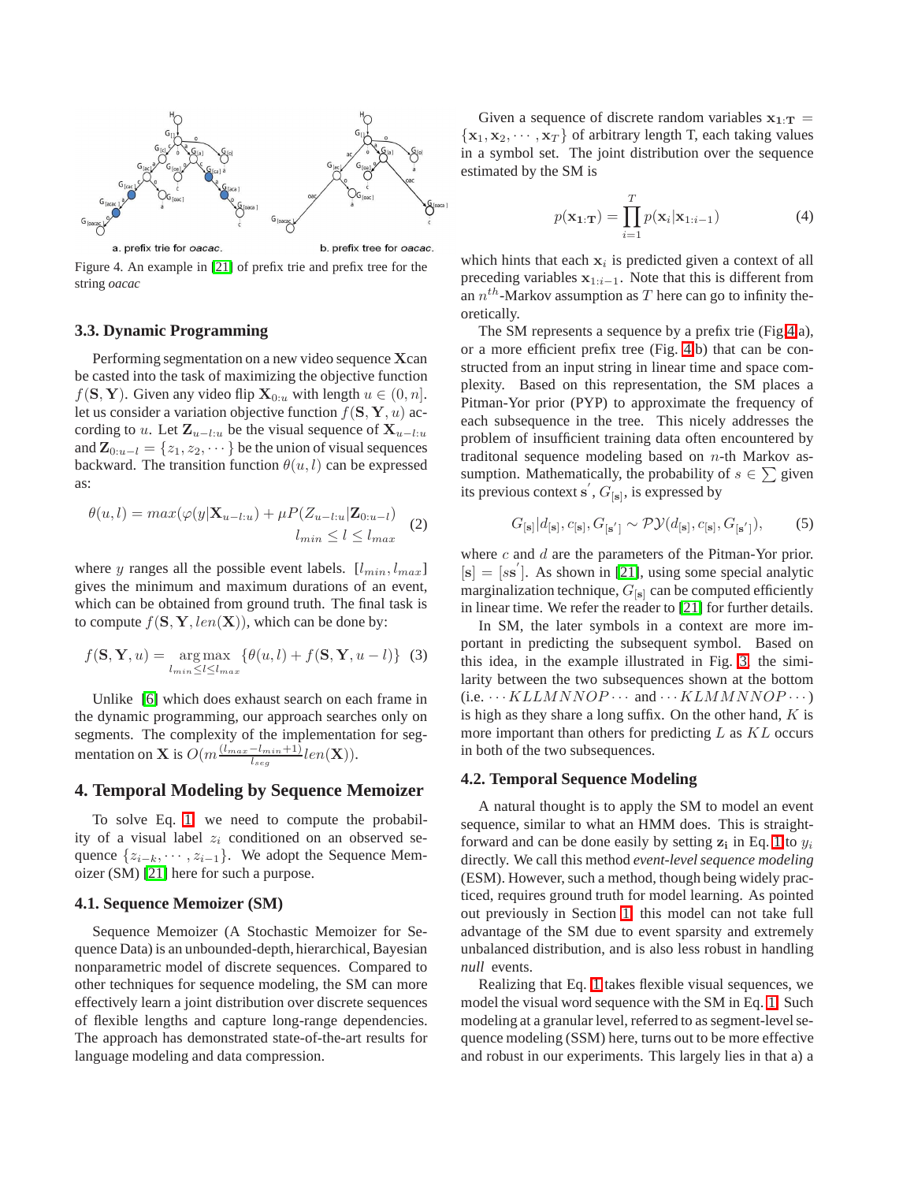Figure 4. An example in [21] of prefix trie and prefix tree for the string *oacac*

### 3.3. Dynamic Programming

Performing segmentation on a new video sequence $\mathbf{X}$can be casted into the task of maximizing the objective function $f(\mathbf{S}, \mathbf{Y})$. Given any video flip $\mathbf{X}_{0:u}$ with length $u \in (0, n]$. let us consider a variation objective function $f(\mathbf{S}, \mathbf{Y}, u)$ according to $u$. Let $\mathbf{Z}_{u-l:u}$ be the visual sequence of $\mathbf{X}_{u-l:u}$ and $\mathbf{Z}_{0:u-l} = \{z_1, z_2, \cdots\}$ be the union of visual sequences backward. The transition function $\theta(u, l)$ can be expressed as:

$$\theta(u, l) = max(\varphi(y|\mathbf{X}_{u-l:u}) + \mu P(Z_{u-l:u}|\mathbf{Z}_{0:u-l}) \quad l_{min} \leq l \leq l_{max} \tag{2}$$

where $y$ ranges all the possible event labels. $[l_{min}, l_{max}]$ gives the minimum and maximum durations of an event, which can be obtained from ground truth. The final task is to compute $f(\mathbf{S}, \mathbf{Y}, len(\mathbf{X}))$, which can be done by:

$$f(\mathbf{S}, \mathbf{Y}, u) = \underset{l_{min} \leq l \leq l_{max}}{\arg\max} \{\theta(u, l) + f(\mathbf{S}, \mathbf{Y}, u - l)\} \tag{3}$$

Unlike [6] which does exhaust search on each frame in the dynamic programming, our approach searches only on segments. The complexity of the implementation for segmentation on $\mathbf{X}$ is $O(m\frac{(l_{max}-l_{min}+1)}{l_{seg}}len(\mathbf{X}))$.

## 4. Temporal Modeling by Sequence Memoizer

To solve Eq. 1, we need to compute the probability of a visual label $z_i$ conditioned on an observed sequence $\{z_{i-k}, \cdots, z_{i-1}\}$. We adopt the Sequence Memoizer (SM) [21] here for such a purpose.

### 4.1. Sequence Memoizer (SM)

Sequence Memoizer (A Stochastic Memoizer for Sequence Data) is an unbounded-depth, hierarchical, Bayesian nonparametric model of discrete sequences. Compared to other techniques for sequence modeling, the SM can more effectively learn a joint distribution over discrete sequences of flexible lengths and capture long-range dependencies. The approach has demonstrated state-of-the-art results for language modeling and data compression.

Given a sequence of discrete random variables $\mathbf{x_{1:T}} = \{\mathbf{x}_1, \mathbf{x}_2, \cdots, \mathbf{x}_T\}$ of arbitrary length T, each taking values in a symbol set. The joint distribution over the sequence estimated by the SM is

$$p(\mathbf{x_{1:T}}) = \prod_{i=1}^{T} p(\mathbf{x}_i|\mathbf{x}_{1:i-1}) \tag{4}$$

which hints that each $\mathbf{x}_i$ is predicted given a context of all preceding variables $\mathbf{x}_{1:i-1}$. Note that this is different from an $n^{th}$-Markov assumption as $T$ here can go to infinity theoretically.

The SM represents a sequence by a prefix trie (Fig 4a), or a more efficient prefix tree (Fig. 4b) that can be constructed from an input string in linear time and space complexity. Based on this representation, the SM places a Pitman-Yor prior (PYP) to approximate the frequency of each subsequence in the tree. This nicely addresses the problem of insufficient training data often encountered by traditonal sequence modeling based on $n$-th Markov assumption. Mathematically, the probability of $s \in \sum$ given its previous context $\mathbf{s}'$, $G_{[\mathbf{s}]}$, is expressed by

$$G_{[\mathbf{s}]}|d_{[\mathbf{s}]}, c_{[\mathbf{s}]}, G_{[\mathbf{s}']} \sim \mathcal{PY}(d_{[\mathbf{s}]}, c_{[\mathbf{s}]}, G_{[\mathbf{s}']}), \tag{5}$$

where $c$ and $d$ are the parameters of the Pitman-Yor prior. $[\mathbf{s}] = [s\mathbf{s}']$. As shown in [21], using some special analytic marginalization technique, $G_{[\mathbf{s}]}$ can be computed efficiently in linear time. We refer the reader to [21] for further details.

In SM, the later symbols in a context are more important in predicting the subsequent symbol. Based on this idea, in the example illustrated in Fig. 3, the similarity between the two subsequences shown at the bottom (i.e. $\cdots KLLMNNOP \cdots$ and $\cdots KLMMNNOP \cdots$) is high as they share a long suffix. On the other hand, $K$ is more important than others for predicting $L$ as $KL$ occurs in both of the two subsequences.

### 4.2. Temporal Sequence Modeling

A natural thought is to apply the SM to model an event sequence, similar to what an HMM does. This is straightforward and can be done easily by setting $\mathbf{z_i}$ in Eq. 1 to $y_i$ directly. We call this method *event-level sequence modeling* (ESM). However, such a method, though being widely practiced, requires ground truth for model learning. As pointed out previously in Section 1, this model can not take full advantage of the SM due to event sparsity and extremely unbalanced distribution, and is also less robust in handling *null* events.

Realizing that Eq. 1 takes flexible visual sequences, we model the visual word sequence with the SM in Eq. 1. Such modeling at a granular level, referred to as segment-level sequence modeling (SSM) here, turns out to be more effective and robust in our experiments. This largely lies in that a) a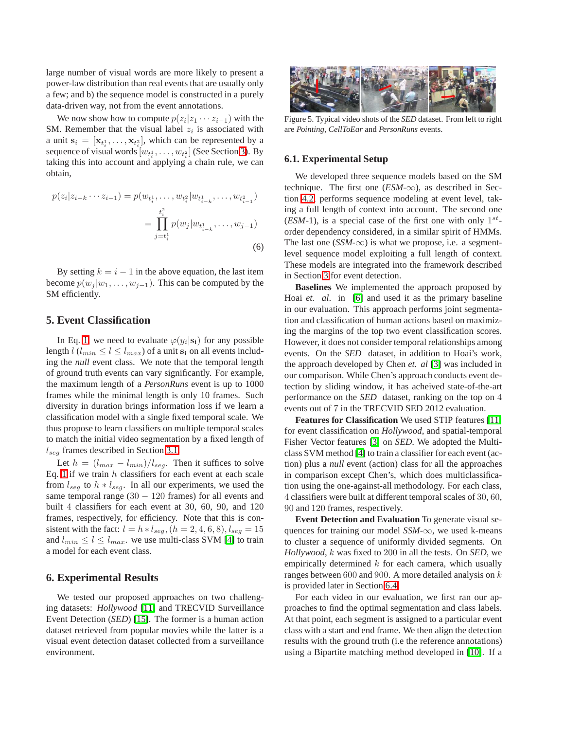large number of visual words are more likely to present a power-law distribution than real events that are usually only a few; and b) the sequence model is constructed in a purely data-driven way, not from the event annotations.

We now show how to compute $p(z_i|z_1 \cdots z_{i-1})$ with the SM. Remember that the visual label $z_i$ is associated with a unit $\mathbf{s}_i = [\mathbf{x}_{t_i^1}, \ldots, \mathbf{x}_{t_i^2}]$, which can be represented by a sequence of visual words $[w_{t_i^1}, \ldots, w_{t_i^2}]$ (See Section 3). By taking this into account and applying a chain rule, we can obtain,

$$
\begin{aligned}
p(z_i|z_{i-k} \cdots z_{i-1}) &= p(w_{t_i^1}, \ldots, w_{t_i^2}|w_{t_{i-k}^1}, \ldots, w_{t_{i-1}^2}) \\
&= \prod_{j=t_i^1}^{t_i^2} p(w_j|w_{t_{i-k}^1}, \ldots, w_{j-1})
\end{aligned}
\tag{6}
$$

By setting $k = i - 1$ in the above equation, the last item become $p(w_j|w_1, \ldots, w_{j-1})$. This can be computed by the SM efficiently.

## 5. Event Classification

In Eq. 1, we need to evaluate $\varphi(y_i|\mathbf{s_i})$ for any possible length $l$ ($l_{min} \leq l \leq l_{max}$) of a unit $\mathbf{s_i}$ on all events including the *null* event class. We note that the temporal length of ground truth events can vary significantly. For example, the maximum length of a *PersonRuns* event is up to 1000 frames while the minimal length is only 10 frames. Such diversity in duration brings information loss if we learn a classification model with a single fixed temporal scale. We thus propose to learn classifiers on multiple temporal scales to match the initial video segmentation by a fixed length of $l_{seg}$ frames described in Section 3.1.

Let $h = (l_{max} - l_{min})/l_{seg}$. Then it suffices to solve Eq. 1 if we train $h$ classifiers for each event at each scale from $l_{seg}$ to $h * l_{seg}$. In all our experiments, we used the same temporal range ($30 - 120$ frames) for all events and built 4 classifiers for each event at 30, 60, 90, and 120 frames, respectively, for efficiency. Note that this is consistent with the fact: $l = h * l_{seg}, (h = 2, 4, 6, 8), l_{seg} = 15$ and $l_{min} \leq l \leq l_{max}$. we use multi-class SVM [4] to train a model for each event class.

## 6. Experimental Results

We tested our proposed approaches on two challenging datasets: *Hollywood* [11] and TRECVID Surveillance Event Detection (*SED*) [15]. The former is a human action dataset retrieved from popular movies while the latter is a visual event detection dataset collected from a surveillance environment.

Figure 5. Typical video shots of the *SED* dataset. From left to right are *Pointing*, *CellToEar* and *PersonRuns* events.

### 6.1. Experimental Setup

We developed three sequence models based on the SM technique. The first one (*ESM*-$\infty$), as described in Section 4.2, performs sequence modeling at event level, taking a full length of context into account. The second one (*ESM*-1), is a special case of the first one with only $1^{st}$-order dependency considered, in a similar spirit of HMMs. The last one (*SSM*-$\infty$) is what we propose, i.e. a segment-level sequence model exploiting a full length of context. These models are integrated into the framework described in Section 3 for event detection.

**Baselines** We implemented the approach proposed by Hoai *et. al*. in [6] and used it as the primary baseline in our evaluation. This approach performs joint segmentation and classification of human actions based on maximizing the margins of the top two event classification scores. However, it does not consider temporal relationships among events. On the *SED* dataset, in addition to Hoai's work, the approach developed by Chen *et. al* [3] was included in our comparison. While Chen's approach conducts event detection by sliding window, it has acheived state-of-the-art performance on the *SED* dataset, ranking on the top on 4 events out of 7 in the TRECVID SED 2012 evaluation.

**Features for Classification** We used STIP features [11] for event classification on *Hollywood*, and spatial-temporal Fisher Vector features [3] on *SED*. We adopted the Multi-class SVM method [4] to train a classifier for each event (action) plus a *null* event (action) class for all the approaches in comparison except Chen's, which does multiclassification using the one-against-all methodology. For each class, 4 classifiers were built at different temporal scales of 30, 60, 90 and 120 frames, respectively.

**Event Detection and Evaluation** To generate visual sequences for training our model *SSM*-$\infty$, we used k-means to cluster a sequence of uniformly divided segments. On *Hollywood*, $k$ was fixed to 200 in all the tests. On *SED*, we empirically determined $k$ for each camera, which usually ranges between 600 and 900. A more detailed analysis on $k$ is provided later in Section 6.4.

For each video in our evaluation, we first ran our approaches to find the optimal segmentation and class labels. At that point, each segment is assigned to a particular event class with a start and end frame. We then align the detection results with the ground truth (i.e the reference annotations) using a Bipartite matching method developed in [10]. If a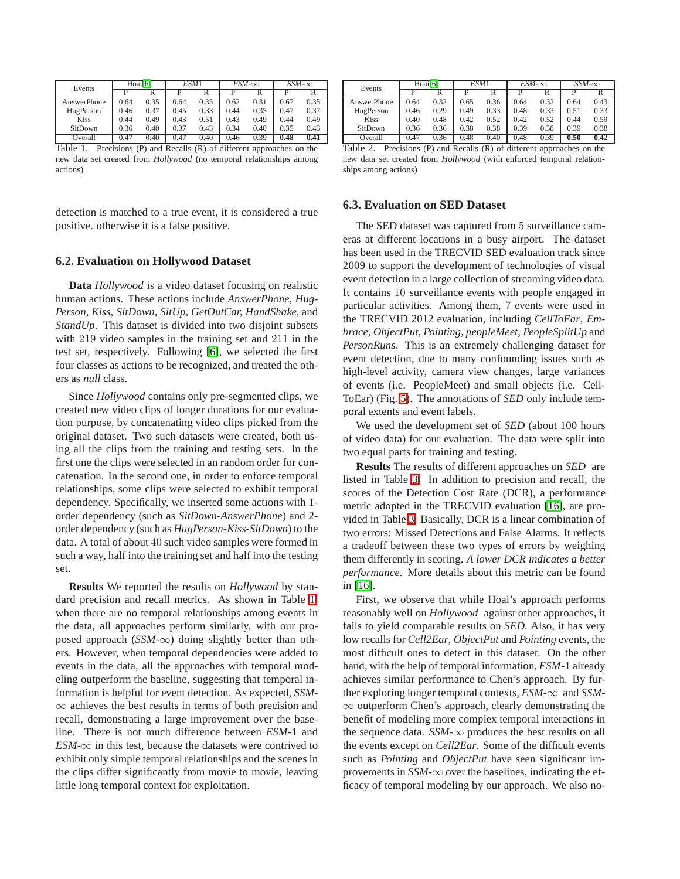| Events | Hoai[6] | | *ESM*1 | | *ESM*-$\infty$ | | *SSM*-$\infty$ | |
|---|---|---|---|---|---|---|---|---|
| | P | R | P | R | P | R | P | R |
| AnswerPhone | 0.64 | 0.35 | 0.64 | 0.35 | 0.62 | 0.31 | 0.67 | 0.35 |
| HugPerson | 0.46 | 0.37 | 0.45 | 0.33 | 0.44 | 0.35 | 0.47 | 0.37 |
| Kiss | 0.44 | 0.49 | 0.43 | 0.51 | 0.43 | 0.49 | 0.44 | 0.49 |
| SitDown | 0.36 | 0.40 | 0.37 | 0.43 | 0.34 | 0.40 | 0.35 | 0.43 |
| Overall | 0.47 | 0.40 | 0.47 | 0.40 | 0.46 | 0.39 | **0.48** | **0.41** |

Table 1. Precisions (P) and Recalls (R) of different approaches on the new data set created from *Hollywood* (no temporal relationships among actions)

| Events | Hoai[6] | | *ESM*1 | | *ESM*-$\infty$ | | *SSM*-$\infty$ | |
|---|---|---|---|---|---|---|---|---|
| | P | R | P | R | P | R | P | R |
| AnswerPhone | 0.64 | 0.32 | 0.65 | 0.36 | 0.64 | 0.32 | 0.64 | 0.43 |
| HugPerson | 0.46 | 0.29 | 0.49 | 0.33 | 0.48 | 0.33 | 0.51 | 0.33 |
| Kiss | 0.40 | 0.48 | 0.42 | 0.52 | 0.42 | 0.52 | 0.44 | 0.59 |
| SitDown | 0.36 | 0.36 | 0.38 | 0.38 | 0.39 | 0.38 | 0.39 | 0.38 |
| Overall | 0.47 | 0.36 | 0.48 | 0.40 | 0.48 | 0.39 | **0.50** | **0.42** |

Table 2. Precisions (P) and Recalls (R) of different approaches on the new data set created from *Hollywood* (with enforced temporal relationships among actions)

detection is matched to a true event, it is considered a true positive. otherwise it is a false positive.

### 6.2. Evaluation on Hollywood Dataset

**Data** *Hollywood* is a video dataset focusing on realistic human actions. These actions include *AnswerPhone, HugPerson, Kiss, SitDown, SitUp, GetOutCar, HandShake,* and *StandUp*. This dataset is divided into two disjoint subsets with 219 video samples in the training set and 211 in the test set, respectively. Following [6], we selected the first four classes as actions to be recognized, and treated the others as *null* class.

Since *Hollywood* contains only pre-segmented clips, we created new video clips of longer durations for our evaluation purpose, by concatenating video clips picked from the original dataset. Two such datasets were created, both using all the clips from the training and testing sets. In the first one the clips were selected in an random order for concatenation. In the second one, in order to enforce temporal relationships, some clips were selected to exhibit temporal dependency. Specifically, we inserted some actions with 1-order dependency (such as *SitDown-AnswerPhone*) and 2-order dependency (such as *HugPerson-Kiss-SitDown*) to the data. A total of about 40 such video samples were formed in such a way, half into the training set and half into the testing set.

**Results** We reported the results on *Hollywood* by standard precision and recall metrics. As shown in Table 1, when there are no temporal relationships among events in the data, all approaches perform similarly, with our proposed approach (*SSM*-$\infty$) doing slightly better than others. However, when temporal dependencies were added to events in the data, all the approaches with temporal modeling outperform the baseline, suggesting that temporal information is helpful for event detection. As expected, *SSM*-$\infty$ achieves the best results in terms of both precision and recall, demonstrating a large improvement over the baseline. There is not much difference between *ESM*-1 and *ESM*-$\infty$ in this test, because the datasets were contrived to exhibit only simple temporal relationships and the scenes in the clips differ significantly from movie to movie, leaving little long temporal context for exploitation.

### 6.3. Evaluation on SED Dataset

The SED dataset was captured from 5 surveillance cameras at different locations in a busy airport. The dataset has been used in the TRECVID SED evaluation track since 2009 to support the development of technologies of visual event detection in a large collection of streaming video data. It contains 10 surveillance events with people engaged in particular activities. Among them, 7 events were used in the TRECVID 2012 evaluation, including *CellToEar*, *Embrace*, *ObjectPut*, *Pointing*, *peopleMeet*, *PeopleSplitUp* and *PersonRuns*. This is an extremely challenging dataset for event detection, due to many confounding issues such as high-level activity, camera view changes, large variances of events (i.e. PeopleMeet) and small objects (i.e. CellToEar) (Fig. 5). The annotations of *SED* only include temporal extents and event labels.

We used the development set of *SED* (about 100 hours of video data) for our evaluation. The data were split into two equal parts for training and testing.

**Results** The results of different approaches on *SED* are listed in Table 3. In addition to precision and recall, the scores of the Detection Cost Rate (DCR), a performance metric adopted in the TRECVID evaluation [16], are provided in Table 3. Basically, DCR is a linear combination of two errors: Missed Detections and False Alarms. It reflects a tradeoff between these two types of errors by weighing them differently in scoring. *A lower DCR indicates a better performance*. More details about this metric can be found in [16].

First, we observe that while Hoai's approach performs reasonably well on *Hollywood* against other approaches, it fails to yield comparable results on *SED*. Also, it has very low recalls for *Cell2Ear*, *ObjectPut* and *Pointing* events, the most difficult ones to detect in this dataset. On the other hand, with the help of temporal information, *ESM*-1 already achieves similar performance to Chen's approach. By further exploring longer temporal contexts, *ESM*-$\infty$ and *SSM*-$\infty$ outperform Chen's approach, clearly demonstrating the benefit of modeling more complex temporal interactions in the sequence data. *SSM*-$\infty$ produces the best results on all the events except on *Cell2Ear*. Some of the difficult events such as *Pointing* and *ObjectPut* have seen significant improvements in *SSM*-$\infty$ over the baselines, indicating the efficacy of temporal modeling by our approach. We also no-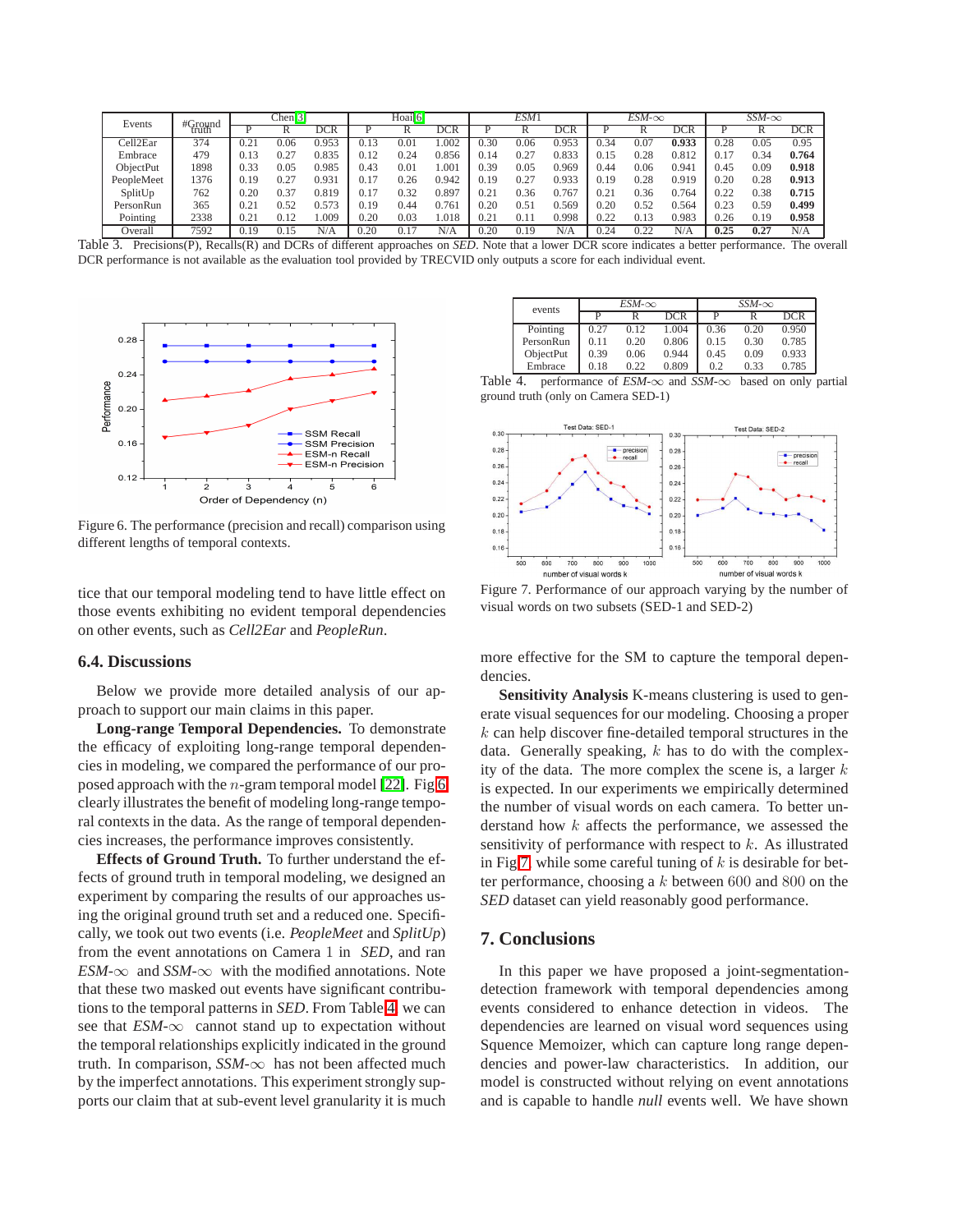| Events | #Ground truth | Chen [3] | | | Hoai [6] | | | *ESM1* | | | *ESM-∞* | | | *SSM-∞* | | |
|---|---|---|---|---|---|---|---|---|---|---|---|---|---|---|---|---|
| | | P | R | DCR | P | R | DCR | P | R | DCR | P | R | DCR | P | R | DCR |
| Cell2Ear | 374 | 0.21 | 0.06 | 0.953 | 0.13 | 0.01 | 1.002 | 0.30 | 0.06 | 0.953 | 0.34 | 0.07 | **0.933** | 0.28 | 0.05 | 0.95 |
| Embrace | 479 | 0.13 | 0.27 | 0.835 | 0.12 | 0.24 | 0.856 | 0.14 | 0.27 | 0.833 | 0.15 | 0.28 | 0.812 | 0.17 | 0.34 | **0.764** |
| ObjectPut | 1898 | 0.33 | 0.05 | 0.985 | 0.43 | 0.01 | 1.001 | 0.39 | 0.05 | 0.969 | 0.44 | 0.06 | 0.941 | 0.45 | 0.09 | **0.918** |
| PeopleMeet | 1376 | 0.19 | 0.27 | 0.931 | 0.17 | 0.26 | 0.942 | 0.19 | 0.27 | 0.933 | 0.19 | 0.28 | 0.919 | 0.20 | 0.28 | **0.913** |
| SplitUp | 762 | 0.20 | 0.37 | 0.819 | 0.17 | 0.32 | 0.897 | 0.21 | 0.36 | 0.767 | 0.21 | 0.36 | 0.764 | 0.22 | 0.38 | **0.715** |
| PersonRun | 365 | 0.21 | 0.52 | 0.573 | 0.19 | 0.44 | 0.761 | 0.20 | 0.51 | 0.569 | 0.20 | 0.52 | 0.564 | 0.23 | 0.59 | **0.499** |
| Pointing | 2338 | 0.21 | 0.12 | 1.009 | 0.20 | 0.03 | 1.018 | 0.21 | 0.11 | 0.998 | 0.22 | 0.13 | 0.983 | 0.26 | 0.19 | **0.958** |
| Overall | 7592 | 0.19 | 0.15 | N/A | 0.20 | 0.17 | N/A | 0.20 | 0.19 | N/A | 0.24 | 0.22 | N/A | **0.25** | **0.27** | N/A |

Table 3. Precisions(P), Recalls(R) and DCRs of different approaches on *SED*. Note that a lower DCR score indicates a better performance. The overall DCR performance is not available as the evaluation tool provided by TRECVID only outputs a score for each individual event.

Figure 6. The performance (precision and recall) comparison using different lengths of temporal contexts.

tice that our temporal modeling tend to have little effect on those events exhibiting no evident temporal dependencies on other events, such as *Cell2Ear* and *PeopleRun*.

### 6.4. Discussions

Below we provide more detailed analysis of our approach to support our main claims in this paper.

**Long-range Temporal Dependencies.** To demonstrate the efficacy of exploiting long-range temporal dependencies in modeling, we compared the performance of our proposed approach with the $n$-gram temporal model [22]. Fig 6 clearly illustrates the benefit of modeling long-range temporal contexts in the data. As the range of temporal dependencies increases, the performance improves consistently.

**Effects of Ground Truth.** To further understand the effects of ground truth in temporal modeling, we designed an experiment by comparing the results of our approaches using the original ground truth set and a reduced one. Specifically, we took out two events (i.e. *PeopleMeet* and *SplitUp*) from the event annotations on Camera 1 in *SED*, and ran *ESM-∞* and *SSM-∞* with the modified annotations. Note that these two masked out events have significant contributions to the temporal patterns in *SED*. From Table 4, we can see that *ESM-∞* cannot stand up to expectation without the temporal relationships explicitly indicated in the ground truth. In comparison, *SSM-∞* has not been affected much by the imperfect annotations. This experiment strongly supports our claim that at sub-event level granularity it is much more effective for the SM to capture the temporal dependencies.

| events | *ESM-∞* | | | *SSM-∞* | | |
|---|---|---|---|---|---|---|
| | P | R | DCR | P | R | DCR |
| Pointing | 0.27 | 0.12 | 1.004 | 0.36 | 0.20 | 0.950 |
| PersonRun | 0.11 | 0.20 | 0.806 | 0.15 | 0.30 | 0.785 |
| ObjectPut | 0.39 | 0.06 | 0.944 | 0.45 | 0.09 | 0.933 |
| Embrace | 0.18 | 0.22 | 0.809 | 0.2 | 0.33 | 0.785 |

Table 4. performance of *ESM-∞* and *SSM-∞* based on only partial ground truth (only on Camera SED-1)

Figure 7. Performance of our approach varying by the number of visual words on two subsets (SED-1 and SED-2)

**Sensitivity Analysis** K-means clustering is used to generate visual sequences for our modeling. Choosing a proper $k$ can help discover fine-detailed temporal structures in the data. Generally speaking, $k$ has to do with the complexity of the data. The more complex the scene is, a larger $k$ is expected. In our experiments we empirically determined the number of visual words on each camera. To better understand how $k$ affects the performance, we assessed the sensitivity of performance with respect to $k$. As illustrated in Fig 7, while some careful tuning of $k$ is desirable for better performance, choosing a $k$ between 600 and 800 on the *SED* dataset can yield reasonably good performance.

## 7. Conclusions

In this paper we have proposed a joint-segmentation-detection framework with temporal dependencies among events considered to enhance detection in videos. The dependencies are learned on visual word sequences using Squence Memoizer, which can capture long range dependencies and power-law characteristics. In addition, our model is constructed without relying on event annotations and is capable to handle *null* events well. We have shown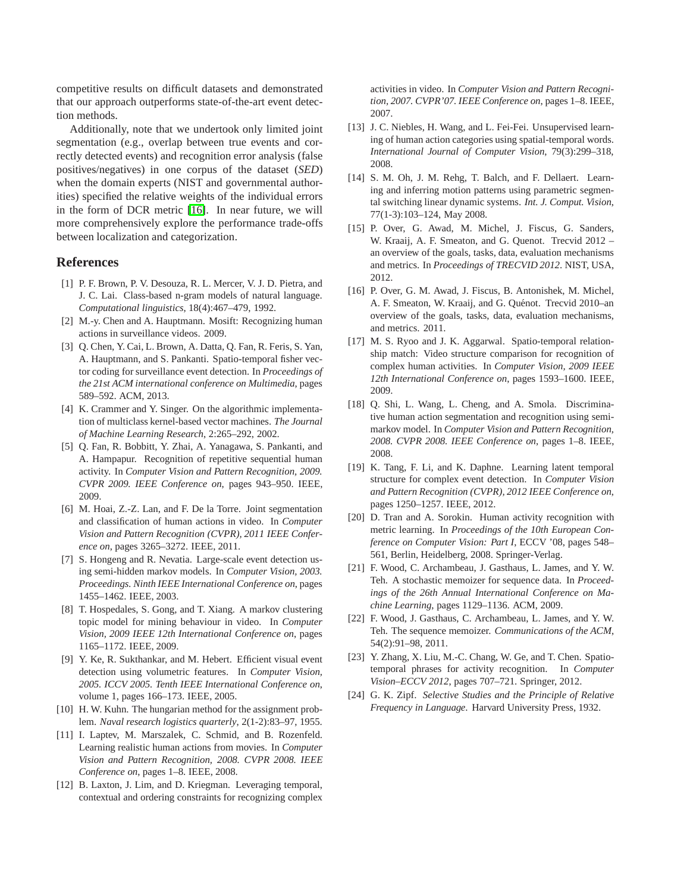competitive results on difficult datasets and demonstrated that our approach outperforms state-of-the-art event detection methods.

Additionally, note that we undertook only limited joint segmentation (e.g., overlap between true events and correctly detected events) and recognition error analysis (false positives/negatives) in one corpus of the dataset (*SED*) when the domain experts (NIST and governmental authorities) specified the relative weights of the individual errors in the form of DCR metric [16]. In near future, we will more comprehensively explore the performance trade-offs between localization and categorization.

## References

[1] P. F. Brown, P. V. Desouza, R. L. Mercer, V. J. D. Pietra, and J. C. Lai. Class-based n-gram models of natural language. *Computational linguistics*, 18(4):467–479, 1992.

[2] M.-y. Chen and A. Hauptmann. Mosift: Recognizing human actions in surveillance videos. 2009.

[3] Q. Chen, Y. Cai, L. Brown, A. Datta, Q. Fan, R. Feris, S. Yan, A. Hauptmann, and S. Pankanti. Spatio-temporal fisher vector coding for surveillance event detection. In *Proceedings of the 21st ACM international conference on Multimedia*, pages 589–592. ACM, 2013.

[4] K. Crammer and Y. Singer. On the algorithmic implementation of multiclass kernel-based vector machines. *The Journal of Machine Learning Research*, 2:265–292, 2002.

[5] Q. Fan, R. Bobbitt, Y. Zhai, A. Yanagawa, S. Pankanti, and A. Hampapur. Recognition of repetitive sequential human activity. In *Computer Vision and Pattern Recognition, 2009. CVPR 2009. IEEE Conference on*, pages 943–950. IEEE, 2009.

[6] M. Hoai, Z.-Z. Lan, and F. De la Torre. Joint segmentation and classification of human actions in video. In *Computer Vision and Pattern Recognition (CVPR), 2011 IEEE Conference on*, pages 3265–3272. IEEE, 2011.

[7] S. Hongeng and R. Nevatia. Large-scale event detection using semi-hidden markov models. In *Computer Vision, 2003. Proceedings. Ninth IEEE International Conference on*, pages 1455–1462. IEEE, 2003.

[8] T. Hospedales, S. Gong, and T. Xiang. A markov clustering topic model for mining behaviour in video. In *Computer Vision, 2009 IEEE 12th International Conference on*, pages 1165–1172. IEEE, 2009.

[9] Y. Ke, R. Sukthankar, and M. Hebert. Efficient visual event detection using volumetric features. In *Computer Vision, 2005. ICCV 2005. Tenth IEEE International Conference on*, volume 1, pages 166–173. IEEE, 2005.

[10] H. W. Kuhn. The hungarian method for the assignment problem. *Naval research logistics quarterly*, 2(1-2):83–97, 1955.

[11] I. Laptev, M. Marszalek, C. Schmid, and B. Rozenfeld. Learning realistic human actions from movies. In *Computer Vision and Pattern Recognition, 2008. CVPR 2008. IEEE Conference on*, pages 1–8. IEEE, 2008.

[12] B. Laxton, J. Lim, and D. Kriegman. Leveraging temporal, contextual and ordering constraints for recognizing complex activities in video. In *Computer Vision and Pattern Recognition, 2007. CVPR'07. IEEE Conference on*, pages 1–8. IEEE, 2007.

[13] J. C. Niebles, H. Wang, and L. Fei-Fei. Unsupervised learning of human action categories using spatial-temporal words. *International Journal of Computer Vision*, 79(3):299–318, 2008.

[14] S. M. Oh, J. M. Rehg, T. Balch, and F. Dellaert. Learning and inferring motion patterns using parametric segmental switching linear dynamic systems. *Int. J. Comput. Vision*, 77(1-3):103–124, May 2008.

[15] P. Over, G. Awad, M. Michel, J. Fiscus, G. Sanders, W. Kraaij, A. F. Smeaton, and G. Quenot. Trecvid 2012 – an overview of the goals, tasks, data, evaluation mechanisms and metrics. In *Proceedings of TRECVID 2012*. NIST, USA, 2012.

[16] P. Over, G. M. Awad, J. Fiscus, B. Antonishek, M. Michel, A. F. Smeaton, W. Kraaij, and G. Quénot. Trecvid 2010–an overview of the goals, tasks, data, evaluation mechanisms, and metrics. 2011.

[17] M. S. Ryoo and J. K. Aggarwal. Spatio-temporal relationship match: Video structure comparison for recognition of complex human activities. In *Computer Vision, 2009 IEEE 12th International Conference on*, pages 1593–1600. IEEE, 2009.

[18] Q. Shi, L. Wang, L. Cheng, and A. Smola. Discriminative human action segmentation and recognition using semi-markov model. In *Computer Vision and Pattern Recognition, 2008. CVPR 2008. IEEE Conference on*, pages 1–8. IEEE, 2008.

[19] K. Tang, F. Li, and K. Daphne. Learning latent temporal structure for complex event detection. In *Computer Vision and Pattern Recognition (CVPR), 2012 IEEE Conference on*, pages 1250–1257. IEEE, 2012.

[20] D. Tran and A. Sorokin. Human activity recognition with metric learning. In *Proceedings of the 10th European Conference on Computer Vision: Part I*, ECCV '08, pages 548–561, Berlin, Heidelberg, 2008. Springer-Verlag.

[21] F. Wood, C. Archambeau, J. Gasthaus, L. James, and Y. W. Teh. A stochastic memoizer for sequence data. In *Proceedings of the 26th Annual International Conference on Machine Learning*, pages 1129–1136. ACM, 2009.

[22] F. Wood, J. Gasthaus, C. Archambeau, L. James, and Y. W. Teh. The sequence memoizer. *Communications of the ACM*, 54(2):91–98, 2011.

[23] Y. Zhang, X. Liu, M.-C. Chang, W. Ge, and T. Chen. Spatio-temporal phrases for activity recognition. In *Computer Vision–ECCV 2012*, pages 707–721. Springer, 2012.

[24] G. K. Zipf. *Selective Studies and the Principle of Relative Frequency in Language*. Harvard University Press, 1932.